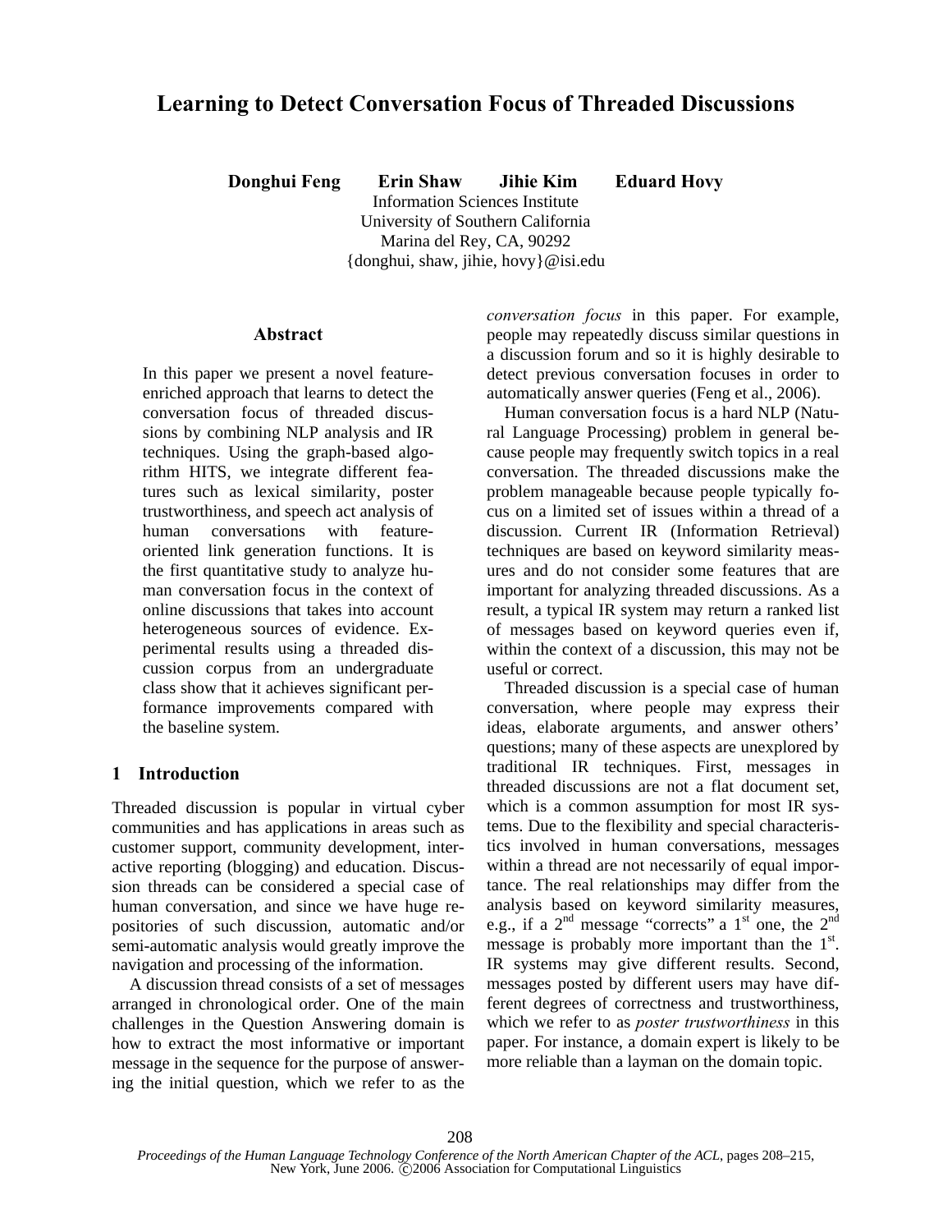# Learning to Detect Conversation Focus of Threaded Discussions

**Donghui Feng  Erin Shaw  Jihie Kim  Eduard Hovy**

Information Sciences Institute
University of Southern California
Marina del Rey, CA, 90292
{donghui, shaw, jihie, hovy}@isi.edu

## Abstract

In this paper we present a novel feature-enriched approach that learns to detect the conversation focus of threaded discussions by combining NLP analysis and IR techniques. Using the graph-based algorithm HITS, we integrate different features such as lexical similarity, poster trustworthiness, and speech act analysis of human conversations with feature-oriented link generation functions. It is the first quantitative study to analyze human conversation focus in the context of online discussions that takes into account heterogeneous sources of evidence. Experimental results using a threaded discussion corpus from an undergraduate class show that it achieves significant performance improvements compared with the baseline system.

## 1 Introduction

Threaded discussion is popular in virtual cyber communities and has applications in areas such as customer support, community development, interactive reporting (blogging) and education. Discussion threads can be considered a special case of human conversation, and since we have huge repositories of such discussion, automatic and/or semi-automatic analysis would greatly improve the navigation and processing of the information.

A discussion thread consists of a set of messages arranged in chronological order. One of the main challenges in the Question Answering domain is how to extract the most informative or important message in the sequence for the purpose of answering the initial question, which we refer to as the *conversation focus* in this paper. For example, people may repeatedly discuss similar questions in a discussion forum and so it is highly desirable to detect previous conversation focuses in order to automatically answer queries (Feng et al., 2006).

Human conversation focus is a hard NLP (Natural Language Processing) problem in general because people may frequently switch topics in a real conversation. The threaded discussions make the problem manageable because people typically focus on a limited set of issues within a thread of a discussion. Current IR (Information Retrieval) techniques are based on keyword similarity measures and do not consider some features that are important for analyzing threaded discussions. As a result, a typical IR system may return a ranked list of messages based on keyword queries even if, within the context of a discussion, this may not be useful or correct.

Threaded discussion is a special case of human conversation, where people may express their ideas, elaborate arguments, and answer others' questions; many of these aspects are unexplored by traditional IR techniques. First, messages in threaded discussions are not a flat document set, which is a common assumption for most IR systems. Due to the flexibility and special characteristics involved in human conversations, messages within a thread are not necessarily of equal importance. The real relationships may differ from the analysis based on keyword similarity measures, e.g., if a 2nd message "corrects" a 1st one, the 2nd message is probably more important than the 1st. IR systems may give different results. Second, messages posted by different users may have different degrees of correctness and trustworthiness, which we refer to as *poster trustworthiness* in this paper. For instance, a domain expert is likely to be more reliable than a layman on the domain topic.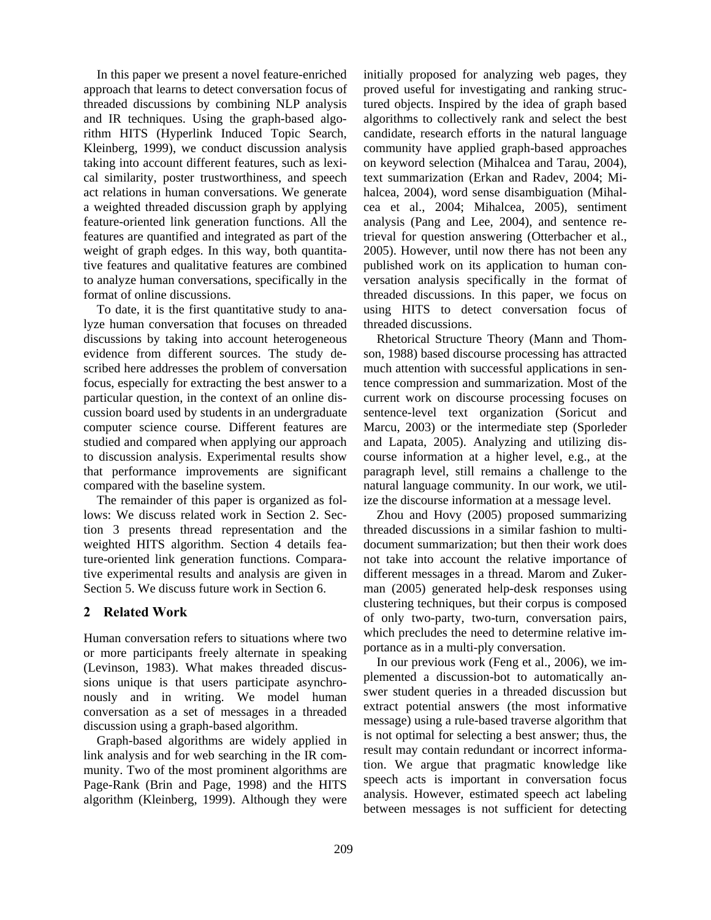In this paper we present a novel feature-enriched approach that learns to detect conversation focus of threaded discussions by combining NLP analysis and IR techniques. Using the graph-based algorithm HITS (Hyperlink Induced Topic Search, Kleinberg, 1999), we conduct discussion analysis taking into account different features, such as lexical similarity, poster trustworthiness, and speech act relations in human conversations. We generate a weighted threaded discussion graph by applying feature-oriented link generation functions. All the features are quantified and integrated as part of the weight of graph edges. In this way, both quantitative features and qualitative features are combined to analyze human conversations, specifically in the format of online discussions.

To date, it is the first quantitative study to analyze human conversation that focuses on threaded discussions by taking into account heterogeneous evidence from different sources. The study described here addresses the problem of conversation focus, especially for extracting the best answer to a particular question, in the context of an online discussion board used by students in an undergraduate computer science course. Different features are studied and compared when applying our approach to discussion analysis. Experimental results show that performance improvements are significant compared with the baseline system.

The remainder of this paper is organized as follows: We discuss related work in Section 2. Section 3 presents thread representation and the weighted HITS algorithm. Section 4 details feature-oriented link generation functions. Comparative experimental results and analysis are given in Section 5. We discuss future work in Section 6.

## 2 Related Work

Human conversation refers to situations where two or more participants freely alternate in speaking (Levinson, 1983). What makes threaded discussions unique is that users participate asynchronously and in writing. We model human conversation as a set of messages in a threaded discussion using a graph-based algorithm.

Graph-based algorithms are widely applied in link analysis and for web searching in the IR community. Two of the most prominent algorithms are Page-Rank (Brin and Page, 1998) and the HITS algorithm (Kleinberg, 1999). Although they were initially proposed for analyzing web pages, they proved useful for investigating and ranking structured objects. Inspired by the idea of graph based algorithms to collectively rank and select the best candidate, research efforts in the natural language community have applied graph-based approaches on keyword selection (Mihalcea and Tarau, 2004), text summarization (Erkan and Radev, 2004; Mihalcea, 2004), word sense disambiguation (Mihalcea et al., 2004; Mihalcea, 2005), sentiment analysis (Pang and Lee, 2004), and sentence retrieval for question answering (Otterbacher et al., 2005). However, until now there has not been any published work on its application to human conversation analysis specifically in the format of threaded discussions. In this paper, we focus on using HITS to detect conversation focus of threaded discussions.

Rhetorical Structure Theory (Mann and Thomson, 1988) based discourse processing has attracted much attention with successful applications in sentence compression and summarization. Most of the current work on discourse processing focuses on sentence-level text organization (Soricut and Marcu, 2003) or the intermediate step (Sporleder and Lapata, 2005). Analyzing and utilizing discourse information at a higher level, e.g., at the paragraph level, still remains a challenge to the natural language community. In our work, we utilize the discourse information at a message level.

Zhou and Hovy (2005) proposed summarizing threaded discussions in a similar fashion to multi-document summarization; but then their work does not take into account the relative importance of different messages in a thread. Marom and Zukerman (2005) generated help-desk responses using clustering techniques, but their corpus is composed of only two-party, two-turn, conversation pairs, which precludes the need to determine relative importance as in a multi-ply conversation.

In our previous work (Feng et al., 2006), we implemented a discussion-bot to automatically answer student queries in a threaded discussion but extract potential answers (the most informative message) using a rule-based traverse algorithm that is not optimal for selecting a best answer; thus, the result may contain redundant or incorrect information. We argue that pragmatic knowledge like speech acts is important in conversation focus analysis. However, estimated speech act labeling between messages is not sufficient for detecting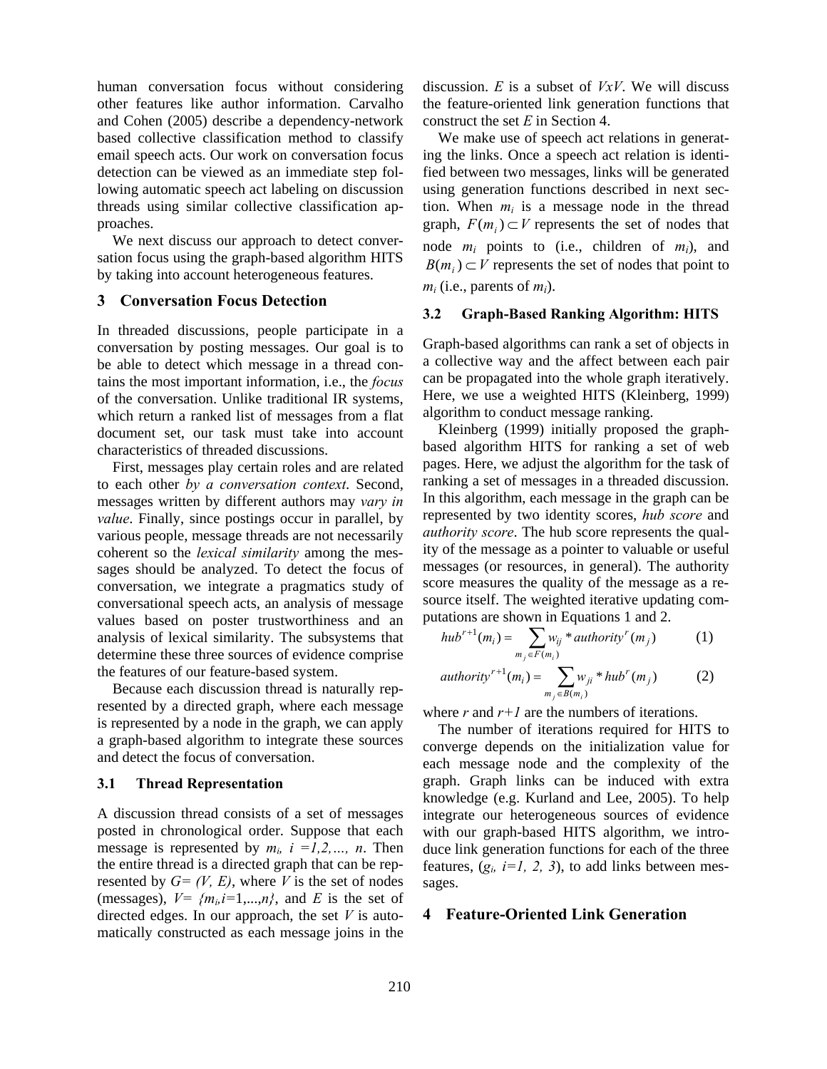human conversation focus without considering other features like author information. Carvalho and Cohen (2005) describe a dependency-network based collective classification method to classify email speech acts. Our work on conversation focus detection can be viewed as an immediate step following automatic speech act labeling on discussion threads using similar collective classification approaches.

We next discuss our approach to detect conversation focus using the graph-based algorithm HITS by taking into account heterogeneous features.

## 3 Conversation Focus Detection

In threaded discussions, people participate in a conversation by posting messages. Our goal is to be able to detect which message in a thread contains the most important information, i.e., the *focus* of the conversation. Unlike traditional IR systems, which return a ranked list of messages from a flat document set, our task must take into account characteristics of threaded discussions.

First, messages play certain roles and are related to each other *by a conversation context*. Second, messages written by different authors may *vary in value*. Finally, since postings occur in parallel, by various people, message threads are not necessarily coherent so the *lexical similarity* among the messages should be analyzed. To detect the focus of conversation, we integrate a pragmatics study of conversational speech acts, an analysis of message values based on poster trustworthiness and an analysis of lexical similarity. The subsystems that determine these three sources of evidence comprise the features of our feature-based system.

Because each discussion thread is naturally represented by a directed graph, where each message is represented by a node in the graph, we can apply a graph-based algorithm to integrate these sources and detect the focus of conversation.

### 3.1 Thread Representation

A discussion thread consists of a set of messages posted in chronological order. Suppose that each message is represented by $m_i$, $i = 1,2,\dots, n$. Then the entire thread is a directed graph that can be represented by $G= (V, E)$, where $V$ is the set of nodes (messages), $V= \{m_i, i=1,...,n\}$, and $E$ is the set of directed edges. In our approach, the set $V$ is automatically constructed as each message joins in the discussion. $E$ is a subset of $V x V$. We will discuss the feature-oriented link generation functions that construct the set $E$ in Section 4.

We make use of speech act relations in generating the links. Once a speech act relation is identified between two messages, links will be generated using generation functions described in next section. When $m_i$ is a message node in the thread graph, $F(m_i) \subset V$ represents the set of nodes that node $m_i$ points to (i.e., children of $m_i$), and $B(m_i) \subset V$ represents the set of nodes that point to $m_i$ (i.e., parents of $m_i$).

### 3.2 Graph-Based Ranking Algorithm: HITS

Graph-based algorithms can rank a set of objects in a collective way and the affect between each pair can be propagated into the whole graph iteratively. Here, we use a weighted HITS (Kleinberg, 1999) algorithm to conduct message ranking.

Kleinberg (1999) initially proposed the graph-based algorithm HITS for ranking a set of web pages. Here, we adjust the algorithm for the task of ranking a set of messages in a threaded discussion. In this algorithm, each message in the graph can be represented by two identity scores, *hub score* and *authority score*. The hub score represents the quality of the message as a pointer to valuable or useful messages (or resources, in general). The authority score measures the quality of the message as a resource itself. The weighted iterative updating computations are shown in Equations 1 and 2.

$$hub^{r+1}(m_i) = \sum_{m_j \in F(m_i)} w_{ij} * authority^r(m_j) \quad (1)$$

$$authority^{r+1}(m_i) = \sum_{m_j \in B(m_i)} w_{ji} * hub^r(m_j) \quad (2)$$

where $r$ and $r+1$ are the numbers of iterations.

The number of iterations required for HITS to converge depends on the initialization value for each message node and the complexity of the graph. Graph links can be induced with extra knowledge (e.g. Kurland and Lee, 2005). To help integrate our heterogeneous sources of evidence with our graph-based HITS algorithm, we introduce link generation functions for each of the three features, ($g_i$, $i=1, 2, 3$), to add links between messages.

## 4 Feature-Oriented Link Generation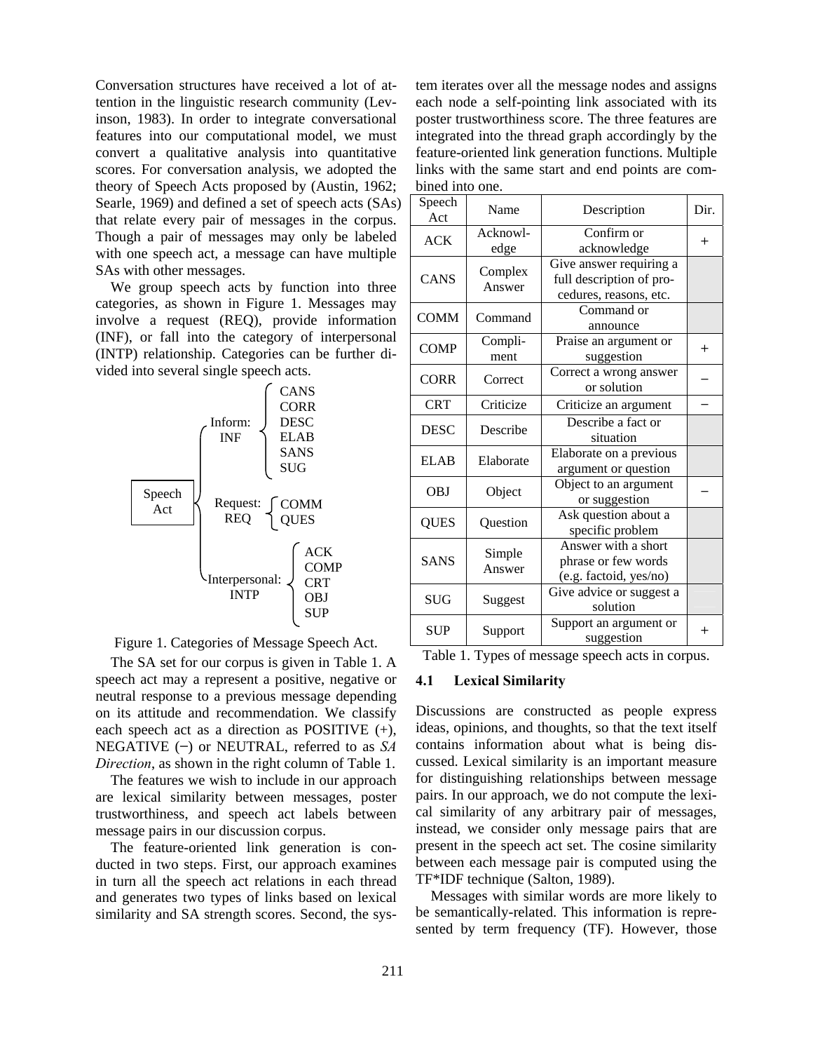Conversation structures have received a lot of attention in the linguistic research community (Levinson, 1983). In order to integrate conversational features into our computational model, we must convert a qualitative analysis into quantitative scores. For conversation analysis, we adopted the theory of Speech Acts proposed by (Austin, 1962; Searle, 1969) and defined a set of speech acts (SAs) that relate every pair of messages in the corpus. Though a pair of messages may only be labeled with one speech act, a message can have multiple SAs with other messages.

We group speech acts by function into three categories, as shown in Figure 1. Messages may involve a request (REQ), provide information (INF), or fall into the category of interpersonal (INTP) relationship. Categories can be further divided into several single speech acts.

```
                      Inform: INF       { CANS, CORR, DESC, ELAB, SANS, SUG }
Speech Act  <         Request: REQ      { COMM, QUES }
                      Interpersonal: INTP { ACK, COMP, CRT, OBJ, SUP }
```

Figure 1. Categories of Message Speech Act.

The SA set for our corpus is given in Table 1. A speech act may a represent a positive, negative or neutral response to a previous message depending on its attitude and recommendation. We classify each speech act as a direction as POSITIVE (+), NEGATIVE (−) or NEUTRAL, referred to as *SA Direction*, as shown in the right column of Table 1.

The features we wish to include in our approach are lexical similarity between messages, poster trustworthiness, and speech act labels between message pairs in our discussion corpus.

The feature-oriented link generation is conducted in two steps. First, our approach examines in turn all the speech act relations in each thread and generates two types of links based on lexical similarity and SA strength scores. Second, the system iterates over all the message nodes and assigns each node a self-pointing link associated with its poster trustworthiness score. The three features are integrated into the thread graph accordingly by the feature-oriented link generation functions. Multiple links with the same start and end points are combined into one.

| Speech Act | Name | Description | Dir. |
|---|---|---|---|
| ACK | Acknowledge | Confirm or acknowledge | + |
| CANS | Complex Answer | Give answer requiring a full description of procedures, reasons, etc. | |
| COMM | Command | Command or announce | |
| COMP | Compliment | Praise an argument or suggestion | + |
| CORR | Correct | Correct a wrong answer or solution | − |
| CRT | Criticize | Criticize an argument | − |
| DESC | Describe | Describe a fact or situation | |
| ELAB | Elaborate | Elaborate on a previous argument or question | |
| OBJ | Object | Object to an argument or suggestion | − |
| QUES | Question | Ask question about a specific problem | |
| SANS | Simple Answer | Answer with a short phrase or few words (e.g. factoid, yes/no) | |
| SUG | Suggest | Give advice or suggest a solution | |
| SUP | Support | Support an argument or suggestion | + |

Table 1. Types of message speech acts in corpus.

### 4.1 Lexical Similarity

Discussions are constructed as people express ideas, opinions, and thoughts, so that the text itself contains information about what is being discussed. Lexical similarity is an important measure for distinguishing relationships between message pairs. In our approach, we do not compute the lexical similarity of any arbitrary pair of messages, instead, we consider only message pairs that are present in the speech act set. The cosine similarity between each message pair is computed using the TF*IDF technique (Salton, 1989).

Messages with similar words are more likely to be semantically-related. This information is represented by term frequency (TF). However, those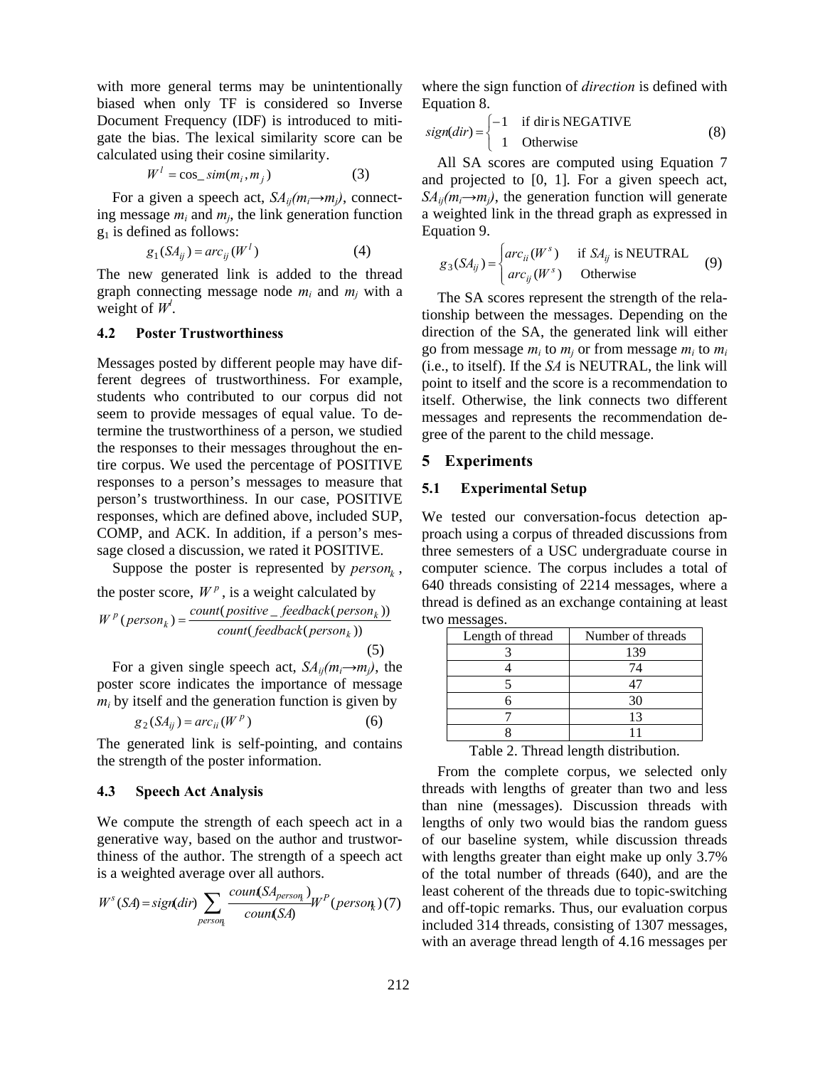with more general terms may be unintentionally biased when only TF is considered so Inverse Document Frequency (IDF) is introduced to mitigate the bias. The lexical similarity score can be calculated using their cosine similarity.

$$W^l = \cos\_sim(m_i, m_j) \quad (3)$$

For a given a speech act, $SA_{ij}(m_i \rightarrow m_j)$, connecting message $m_i$ and $m_j$, the link generation function $g_1$ is defined as follows:

$$g_1(SA_{ij}) = arc_{ij}(W^l) \quad (4)$$

The new generated link is added to the thread graph connecting message node $m_i$ and $m_j$ with a weight of $W^l$.

### 4.2 Poster Trustworthiness

Messages posted by different people may have different degrees of trustworthiness. For example, students who contributed to our corpus did not seem to provide messages of equal value. To determine the trustworthiness of a person, we studied the responses to their messages throughout the entire corpus. We used the percentage of POSITIVE responses to a person's messages to measure that person's trustworthiness. In our case, POSITIVE responses, which are defined above, included SUP, COMP, and ACK. In addition, if a person's message closed a discussion, we rated it POSITIVE.

Suppose the poster is represented by $person_k$, the poster score, $W^p$, is a weight calculated by

$$W^p(person_k) = \frac{count(positive\_feedback(person_k))}{count(feedback(person_k))} \quad (5)$$

For a given single speech act, $SA_{ij}(m_i \rightarrow m_j)$, the poster score indicates the importance of message $m_i$ by itself and the generation function is given by

$$g_2(SA_{ij}) = arc_{ii}(W^p) \quad (6)$$

The generated link is self-pointing, and contains the strength of the poster information.

### 4.3 Speech Act Analysis

We compute the strength of each speech act in a generative way, based on the author and trustworthiness of the author. The strength of a speech act is a weighted average over all authors.

$$W^s(SA) = sign(dir) \sum_{person_k} \frac{count(SA_{person_k})}{count(SA)} W^P(person_k) \quad (7)$$

where the sign function of *direction* is defined with Equation 8.

$$sign(dir) = \begin{cases} -1 & \text{if dir is NEGATIVE} \\ 1 & \text{Otherwise} \end{cases} \quad (8)$$

All SA scores are computed using Equation 7 and projected to [0, 1]. For a given speech act, $SA_{ij}(m_i \rightarrow m_j)$, the generation function will generate a weighted link in the thread graph as expressed in Equation 9.

$$g_3(SA_{ij}) = \begin{cases} arc_{ii}(W^s) & \text{if } SA_{ij} \text{ is NEUTRAL} \\ arc_{ij}(W^s) & \text{Otherwise} \end{cases} \quad (9)$$

The SA scores represent the strength of the relationship between the messages. Depending on the direction of the SA, the generated link will either go from message $m_i$ to $m_j$ or from message $m_i$ to $m_i$ (i.e., to itself). If the *SA* is NEUTRAL, the link will point to itself and the score is a recommendation to itself. Otherwise, the link connects two different messages and represents the recommendation degree of the parent to the child message.

## 5 Experiments

### 5.1 Experimental Setup

We tested our conversation-focus detection approach using a corpus of threaded discussions from three semesters of a USC undergraduate course in computer science. The corpus includes a total of 640 threads consisting of 2214 messages, where a thread is defined as an exchange containing at least two messages.

| Length of thread | Number of threads |
|---|---|
| 3 | 139 |
| 4 | 74 |
| 5 | 47 |
| 6 | 30 |
| 7 | 13 |
| 8 | 11 |

Table 2. Thread length distribution.

From the complete corpus, we selected only threads with lengths of greater than two and less than nine (messages). Discussion threads with lengths of only two would bias the random guess of our baseline system, while discussion threads with lengths greater than eight make up only 3.7% of the total number of threads (640), and are the least coherent of the threads due to topic-switching and off-topic remarks. Thus, our evaluation corpus included 314 threads, consisting of 1307 messages, with an average thread length of 4.16 messages per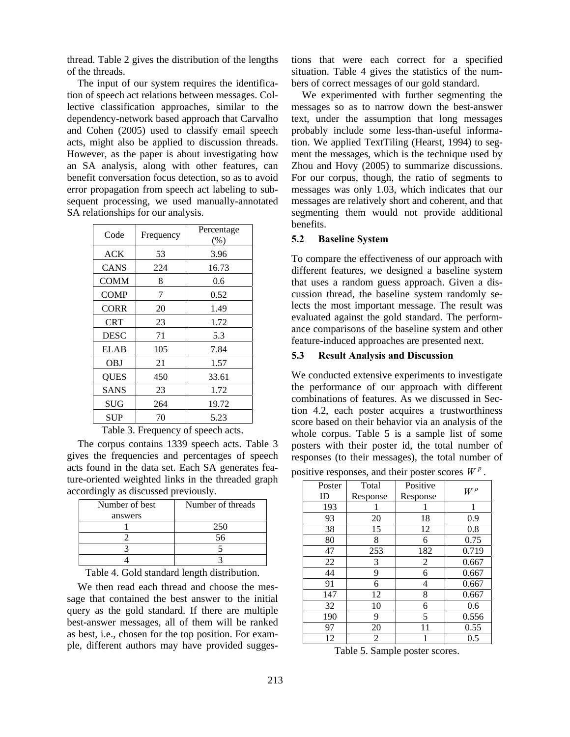thread. Table 2 gives the distribution of the lengths of the threads.

The input of our system requires the identification of speech act relations between messages. Collective classification approaches, similar to the dependency-network based approach that Carvalho and Cohen (2005) used to classify email speech acts, might also be applied to discussion threads. However, as the paper is about investigating how an SA analysis, along with other features, can benefit conversation focus detection, so as to avoid error propagation from speech act labeling to subsequent processing, we used manually-annotated SA relationships for our analysis.

| Code | Frequency | Percentage (%) |
|---|---|---|
| ACK | 53 | 3.96 |
| CANS | 224 | 16.73 |
| COMM | 8 | 0.6 |
| COMP | 7 | 0.52 |
| CORR | 20 | 1.49 |
| CRT | 23 | 1.72 |
| DESC | 71 | 5.3 |
| ELAB | 105 | 7.84 |
| OBJ | 21 | 1.57 |
| QUES | 450 | 33.61 |
| SANS | 23 | 1.72 |
| SUG | 264 | 19.72 |
| SUP | 70 | 5.23 |

Table 3. Frequency of speech acts.

The corpus contains 1339 speech acts. Table 3 gives the frequencies and percentages of speech acts found in the data set. Each SA generates feature-oriented weighted links in the threaded graph accordingly as discussed previously.

| Number of best answers | Number of threads |
|---|---|
| 1 | 250 |
| 2 | 56 |
| 3 | 5 |
| 4 | 3 |

Table 4. Gold standard length distribution.

We then read each thread and choose the message that contained the best answer to the initial query as the gold standard. If there are multiple best-answer messages, all of them will be ranked as best, i.e., chosen for the top position. For example, different authors may have provided suggestions that were each correct for a specified situation. Table 4 gives the statistics of the numbers of correct messages of our gold standard.

We experimented with further segmenting the messages so as to narrow down the best-answer text, under the assumption that long messages probably include some less-than-useful information. We applied TextTiling (Hearst, 1994) to segment the messages, which is the technique used by Zhou and Hovy (2005) to summarize discussions. For our corpus, though, the ratio of segments to messages was only 1.03, which indicates that our messages are relatively short and coherent, and that segmenting them would not provide additional benefits.

### 5.2 Baseline System

To compare the effectiveness of our approach with different features, we designed a baseline system that uses a random guess approach. Given a discussion thread, the baseline system randomly selects the most important message. The result was evaluated against the gold standard. The performance comparisons of the baseline system and other feature-induced approaches are presented next.

### 5.3 Result Analysis and Discussion

We conducted extensive experiments to investigate the performance of our approach with different combinations of features. As we discussed in Section 4.2, each poster acquires a trustworthiness score based on their behavior via an analysis of the whole corpus. Table 5 is a sample list of some posters with their poster id, the total number of responses (to their messages), the total number of positive responses, and their poster scores $W^p$.

| Poster ID | Total Response | Positive Response | $W^p$ |
|---|---|---|---|
| 193 | 1 | 1 | 1 |
| 93 | 20 | 18 | 0.9 |
| 38 | 15 | 12 | 0.8 |
| 80 | 8 | 6 | 0.75 |
| 47 | 253 | 182 | 0.719 |
| 22 | 3 | 2 | 0.667 |
| 44 | 9 | 6 | 0.667 |
| 91 | 6 | 4 | 0.667 |
| 147 | 12 | 8 | 0.667 |
| 32 | 10 | 6 | 0.6 |
| 190 | 9 | 5 | 0.556 |
| 97 | 20 | 11 | 0.55 |
| 12 | 2 | 1 | 0.5 |

Table 5. Sample poster scores.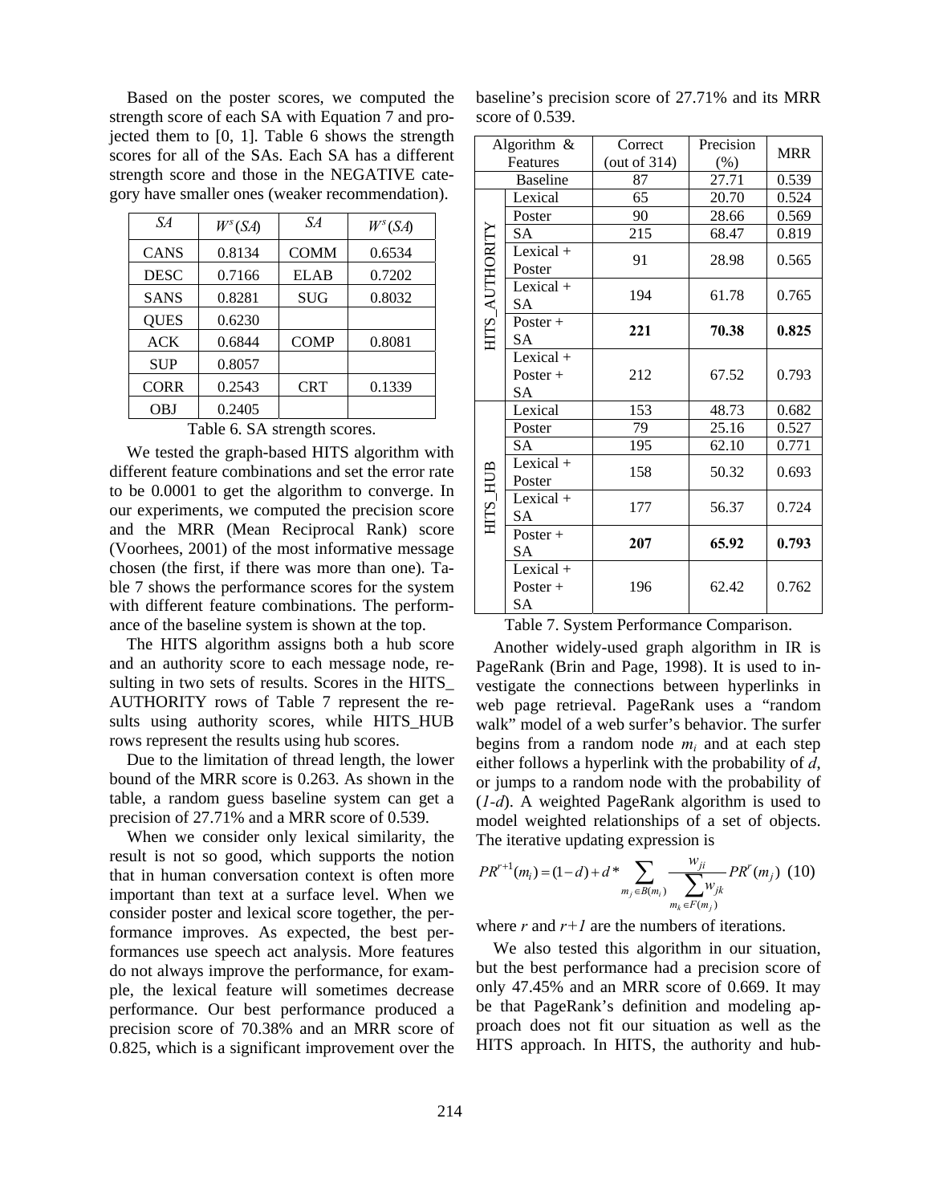Based on the poster scores, we computed the strength score of each SA with Equation 7 and projected them to [0, 1]. Table 6 shows the strength scores for all of the SAs. Each SA has a different strength score and those in the NEGATIVE category have smaller ones (weaker recommendation).

| *SA* | $W^s(SA)$ | *SA* | $W^s(SA)$ |
|---|---|---|---|
| CANS | 0.8134 | COMM | 0.6534 |
| DESC | 0.7166 | ELAB | 0.7202 |
| SANS | 0.8281 | SUG | 0.8032 |
| QUES | 0.6230 | | |
| ACK | 0.6844 | COMP | 0.8081 |
| SUP | 0.8057 | | |
| CORR | 0.2543 | CRT | 0.1339 |
| OBJ | 0.2405 | | |

Table 6. SA strength scores.

We tested the graph-based HITS algorithm with different feature combinations and set the error rate to be 0.0001 to get the algorithm to converge. In our experiments, we computed the precision score and the MRR (Mean Reciprocal Rank) score (Voorhees, 2001) of the most informative message chosen (the first, if there was more than one). Table 7 shows the performance scores for the system with different feature combinations. The performance of the baseline system is shown at the top.

The HITS algorithm assigns both a hub score and an authority score to each message node, resulting in two sets of results. Scores in the HITS_AUTHORITY rows of Table 7 represent the results using authority scores, while HITS_HUB rows represent the results using hub scores.

Due to the limitation of thread length, the lower bound of the MRR score is 0.263. As shown in the table, a random guess baseline system can get a precision of 27.71% and a MRR score of 0.539.

When we consider only lexical similarity, the result is not so good, which supports the notion that in human conversation context is often more important than text at a surface level. When we consider poster and lexical score together, the performance improves. As expected, the best performances use speech act analysis. More features do not always improve the performance, for example, the lexical feature will sometimes decrease performance. Our best performance produced a precision score of 70.38% and an MRR score of 0.825, which is a significant improvement over the baseline's precision score of 27.71% and its MRR score of 0.539.

| Algorithm & Features | | Correct (out of 314) | Precision (%) | MRR |
|---|---|---|---|---|
| Baseline | | 87 | 27.71 | 0.539 |
| HITS_AUTHORITY | Lexical | 65 | 20.70 | 0.524 |
| | Poster | 90 | 28.66 | 0.569 |
| | SA | 215 | 68.47 | 0.819 |
| | Lexical + Poster | 91 | 28.98 | 0.565 |
| | Lexical + SA | 194 | 61.78 | 0.765 |
| | Poster + SA | **221** | **70.38** | **0.825** |
| | Lexical + Poster + SA | 212 | 67.52 | 0.793 |
| HITS_HUB | Lexical | 153 | 48.73 | 0.682 |
| | Poster | 79 | 25.16 | 0.527 |
| | SA | 195 | 62.10 | 0.771 |
| | Lexical + Poster | 158 | 50.32 | 0.693 |
| | Lexical + SA | 177 | 56.37 | 0.724 |
| | Poster + SA | **207** | **65.92** | **0.793** |
| | Lexical + Poster + SA | 196 | 62.42 | 0.762 |

Table 7. System Performance Comparison.

Another widely-used graph algorithm in IR is PageRank (Brin and Page, 1998). It is used to investigate the connections between hyperlinks in web page retrieval. PageRank uses a "random walk" model of a web surfer's behavior. The surfer begins from a random node $m_i$ and at each step either follows a hyperlink with the probability of $d$, or jumps to a random node with the probability of ($1$-$d$). A weighted PageRank algorithm is used to model weighted relationships of a set of objects. The iterative updating expression is

$$PR^{r+1}(m_i) = (1-d) + d * \sum_{m_j \in B(m_i)} \frac{w_{ji}}{\sum_{m_k \in F(m_j)} w_{jk}} PR^r(m_j) \quad (10)$$

where $r$ and $r+1$ are the numbers of iterations.

We also tested this algorithm in our situation, but the best performance had a precision score of only 47.45% and an MRR score of 0.669. It may be that PageRank's definition and modeling approach does not fit our situation as well as the HITS approach. In HITS, the authority and hub-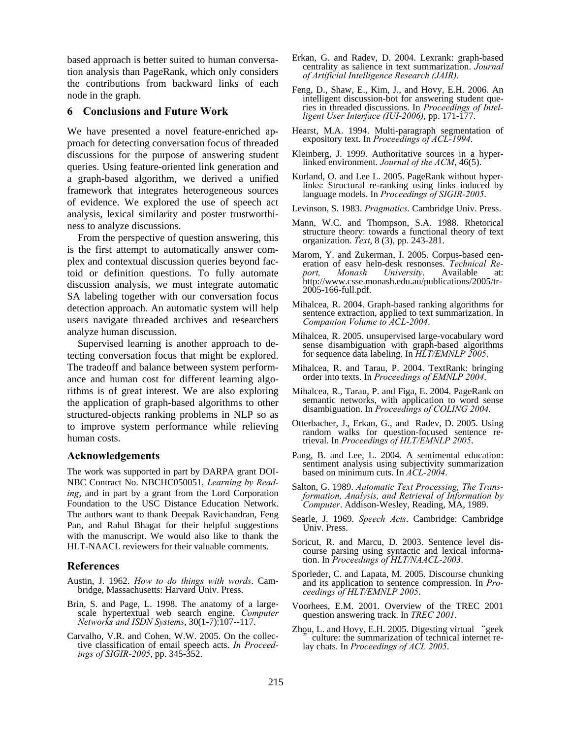based approach is better suited to human conversation analysis than PageRank, which only considers the contributions from backward links of each node in the graph.

## 6 Conclusions and Future Work

We have presented a novel feature-enriched approach for detecting conversation focus of threaded discussions for the purpose of answering student queries. Using feature-oriented link generation and a graph-based algorithm, we derived a unified framework that integrates heterogeneous sources of evidence. We explored the use of speech act analysis, lexical similarity and poster trustworthiness to analyze discussions.

From the perspective of question answering, this is the first attempt to automatically answer complex and contextual discussion queries beyond factoid or definition questions. To fully automate discussion analysis, we must integrate automatic SA labeling together with our conversation focus detection approach. An automatic system will help users navigate threaded archives and researchers analyze human discussion.

Supervised learning is another approach to detecting conversation focus that might be explored. The tradeoff and balance between system performance and human cost for different learning algorithms is of great interest. We are also exploring the application of graph-based algorithms to other structured-objects ranking problems in NLP so as to improve system performance while relieving human costs.

## Acknowledgements

The work was supported in part by DARPA grant DOI-NBC Contract No. NBCHC050051, *Learning by Reading*, and in part by a grant from the Lord Corporation Foundation to the USC Distance Education Network. The authors want to thank Deepak Ravichandran, Feng Pan, and Rahul Bhagat for their helpful suggestions with the manuscript. We would also like to thank the HLT-NAACL reviewers for their valuable comments.

## References

Austin, J. 1962. *How to do things with words*. Cambridge, Massachusetts: Harvard Univ. Press.

Brin, S. and Page, L. 1998. The anatomy of a large-scale hypertextual web search engine. *Computer Networks and ISDN Systems*, 30(1-7):107--117.

Carvalho, V.R. and Cohen, W.W. 2005. On the collective classification of email speech acts. *In Proceedings of SIGIR-2005*, pp. 345-352.

Erkan, G. and Radev, D. 2004. Lexrank: graph-based centrality as salience in text summarization. *Journal of Artificial Intelligence Research (JAIR)*.

Feng, D., Shaw, E., Kim, J., and Hovy, E.H. 2006. An intelligent discussion-bot for answering student queries in threaded discussions. In *Proceedings of Intelligent User Interface (IUI-2006)*, pp. 171-177.

Hearst, M.A. 1994. Multi-paragraph segmentation of expository text. In *Proceedings of ACL-1994*.

Kleinberg, J. 1999. Authoritative sources in a hyperlinked environment. *Journal of the ACM*, 46(5).

Kurland, O. and Lee L. 2005. PageRank without hyperlinks: Structural re-ranking using links induced by language models. In *Proceedings of SIGIR-2005*.

Levinson, S. 1983. *Pragmatics*. Cambridge Univ. Press.

Mann, W.C. and Thompson, S.A. 1988. Rhetorical structure theory: towards a functional theory of text organization. *Text*, 8 (3), pp. 243-281.

Marom, Y. and Zukerman, I. 2005. Corpus-based generation of easy help-desk responses. *Technical Report, Monash University*. Available at: http://www.csse.monash.edu.au/publications/2005/tr-2005-166-full.pdf.

Mihalcea, R. 2004. Graph-based ranking algorithms for sentence extraction, applied to text summarization. In *Companion Volume to ACL-2004*.

Mihalcea, R. 2005. unsupervised large-vocabulary word sense disambiguation with graph-based algorithms for sequence data labeling. In *HLT/EMNLP 2005*.

Mihalcea, R. and Tarau, P. 2004. TextRank: bringing order into texts. In *Proceedings of EMNLP 2004*.

Mihalcea, R., Tarau, P. and Figa, E. 2004. PageRank on semantic networks, with application to word sense disambiguation. In *Proceedings of COLING 2004*.

Otterbacher, J., Erkan, G., and Radev, D. 2005. Using random walks for question-focused sentence retrieval. In *Proceedings of HLT/EMNLP 2005*.

Pang, B. and Lee, L. 2004. A sentimental education: sentiment analysis using subjectivity summarization based on minimum cuts. In *ACL-2004*.

Salton, G. 1989. *Automatic Text Processing, The Transformation, Analysis, and Retrieval of Information by Computer*. Addison-Wesley, Reading, MA, 1989.

Searle, J. 1969. *Speech Acts*. Cambridge: Cambridge Univ. Press.

Soricut, R. and Marcu, D. 2003. Sentence level discourse parsing using syntactic and lexical information. In *Proceedings of HLT/NAACL-2003*.

Sporleder, C. and Lapata, M. 2005. Discourse chunking and its application to sentence compression. In *Proceedings of HLT/EMNLP 2005*.

Voorhees, E.M. 2001. Overview of the TREC 2001 question answering track. In *TREC 2001*.

Zhou, L. and Hovy, E.H. 2005. Digesting virtual “geek” culture: the summarization of technical internet relay chats. In *Proceedings of ACL 2005*.